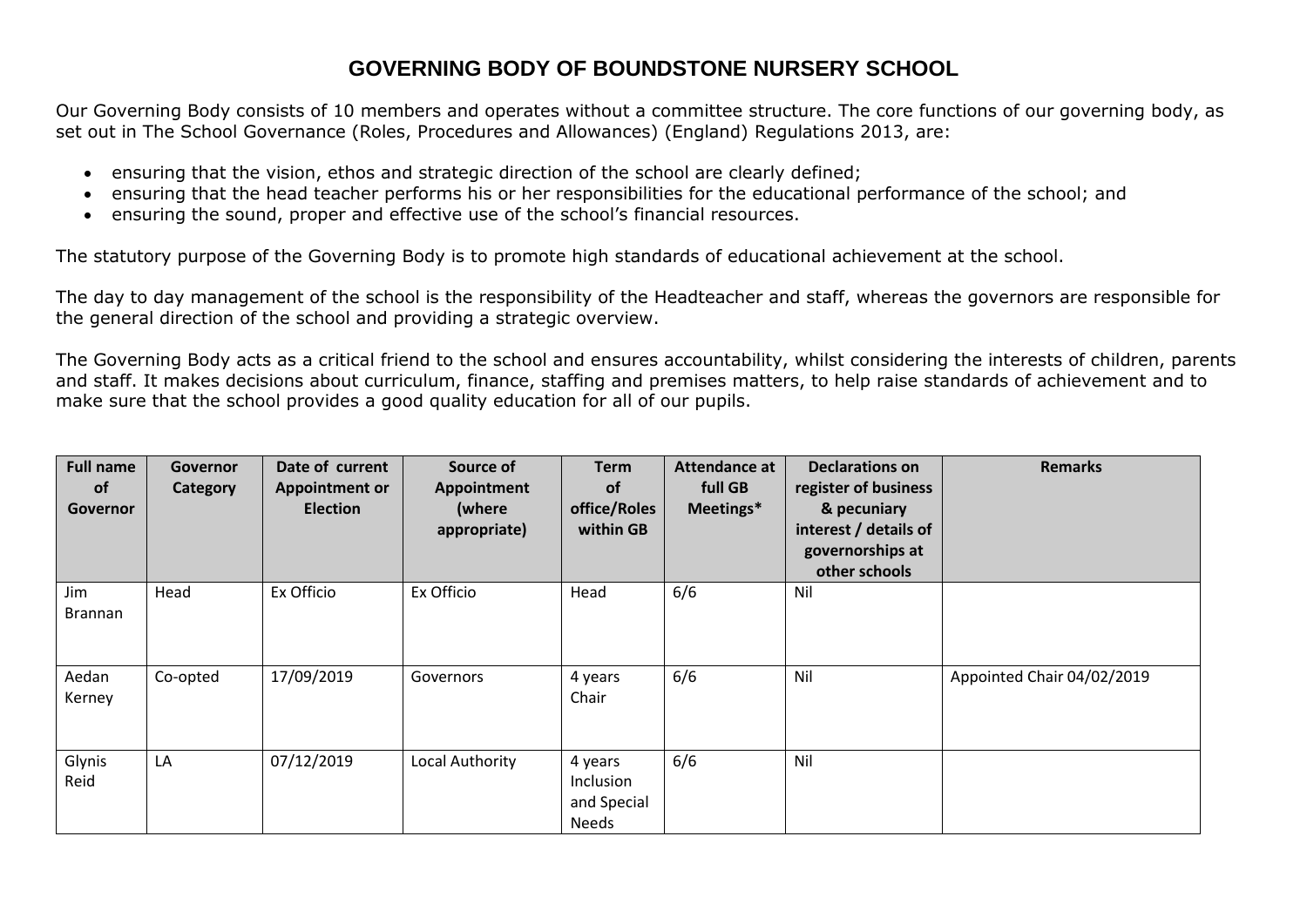# GOVERNING BODY OF BOUNDSTONE NURSERY SCHOOL

Our Governing Body consists of 10 members and operates without a committee structure. The core functions of our governing body, as set out in The School Governance (Roles, Procedures and Allowances) (England) Regulations 2013, are:

- ensuring that the vision, ethos and strategic direction of the school are clearly defined;
- ensuring that the head teacher performs his or her responsibilities for the educational performance of the school; and
- ensuring the sound, proper and effective use of the school's financial resources.

The statutory purpose of the Governing Body is to promote high standards of educational achievement at the school.

The day to day management of the school is the responsibility of the Headteacher and staff, whereas the governors are responsible for the general direction of the school and providing a strategic overview.

The Governing Body acts as a critical friend to the school and ensures accountability, whilst considering the interests of children, parents and staff. It makes decisions about curriculum, finance, staffing and premises matters, to help raise standards of achievement and to make sure that the school provides a good quality education for all of our pupils.

| Full name of Governor | Governor Category | Date of current Appointment or Election | Source of Appointment (where appropriate) | Term of office/Roles within GB | Attendance at full GB Meetings* | Declarations on register of business & pecuniary interest / details of governorships at other schools | Remarks |
|---|---|---|---|---|---|---|---|
| Jim Brannan | Head | Ex Officio | Ex Officio | Head | 6/6 | Nil | |
| Aedan Kerney | Co-opted | 17/09/2019 | Governors | 4 years Chair | 6/6 | Nil | Appointed Chair 04/02/2019 |
| Glynis Reid | LA | 07/12/2019 | Local Authority | 4 years Inclusion and Special Needs | 6/6 | Nil | |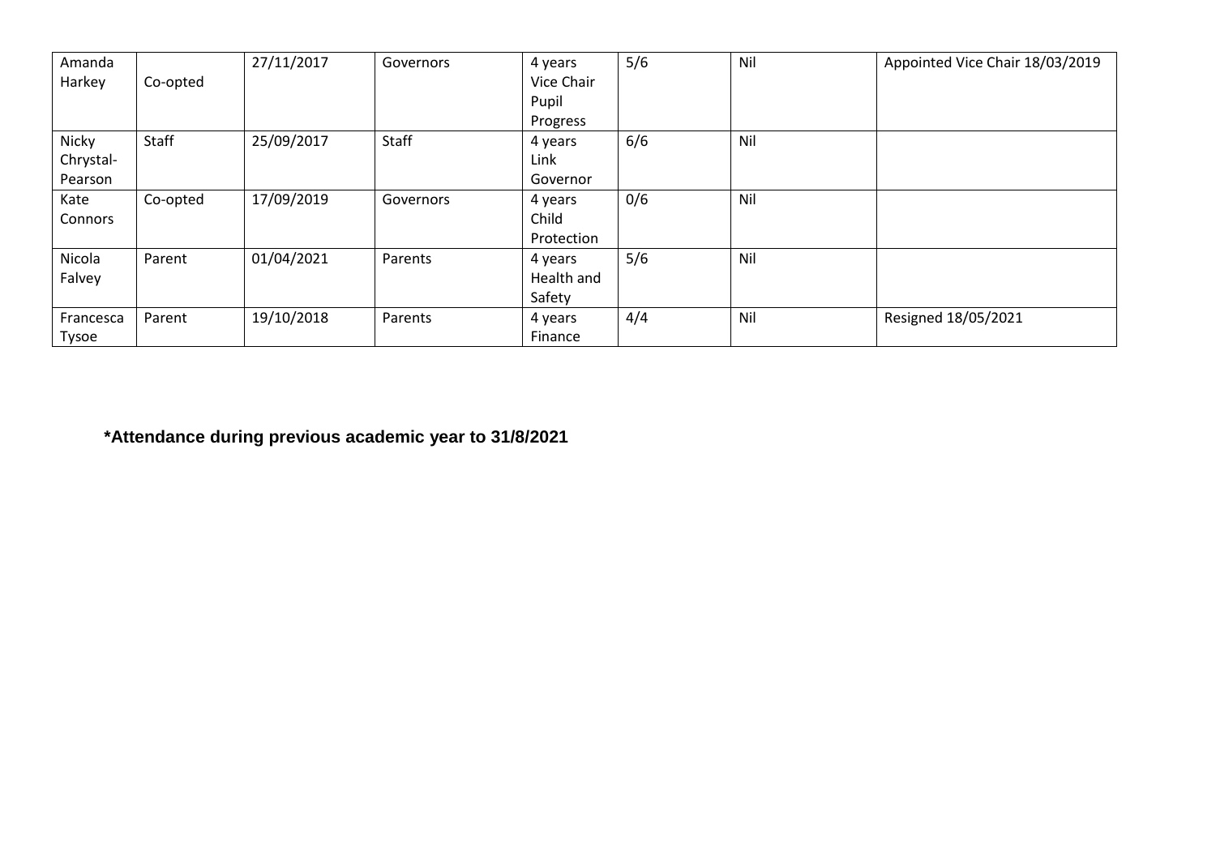| | | | | | | | |
|---|---|---|---|---|---|---|---|
| Amanda Harkey | Co-opted | 27/11/2017 | Governors | 4 years Vice Chair Pupil Progress | 5/6 | Nil | Appointed Vice Chair 18/03/2019 |
| Nicky Chrystal-Pearson | Staff | 25/09/2017 | Staff | 4 years Link Governor | 6/6 | Nil | |
| Kate Connors | Co-opted | 17/09/2019 | Governors | 4 years Child Protection | 0/6 | Nil | |
| Nicola Falvey | Parent | 01/04/2021 | Parents | 4 years Health and Safety | 5/6 | Nil | |
| Francesca Tysoe | Parent | 19/10/2018 | Parents | 4 years Finance | 4/4 | Nil | Resigned 18/05/2021 |

**\*Attendance during previous academic year to 31/8/2021**